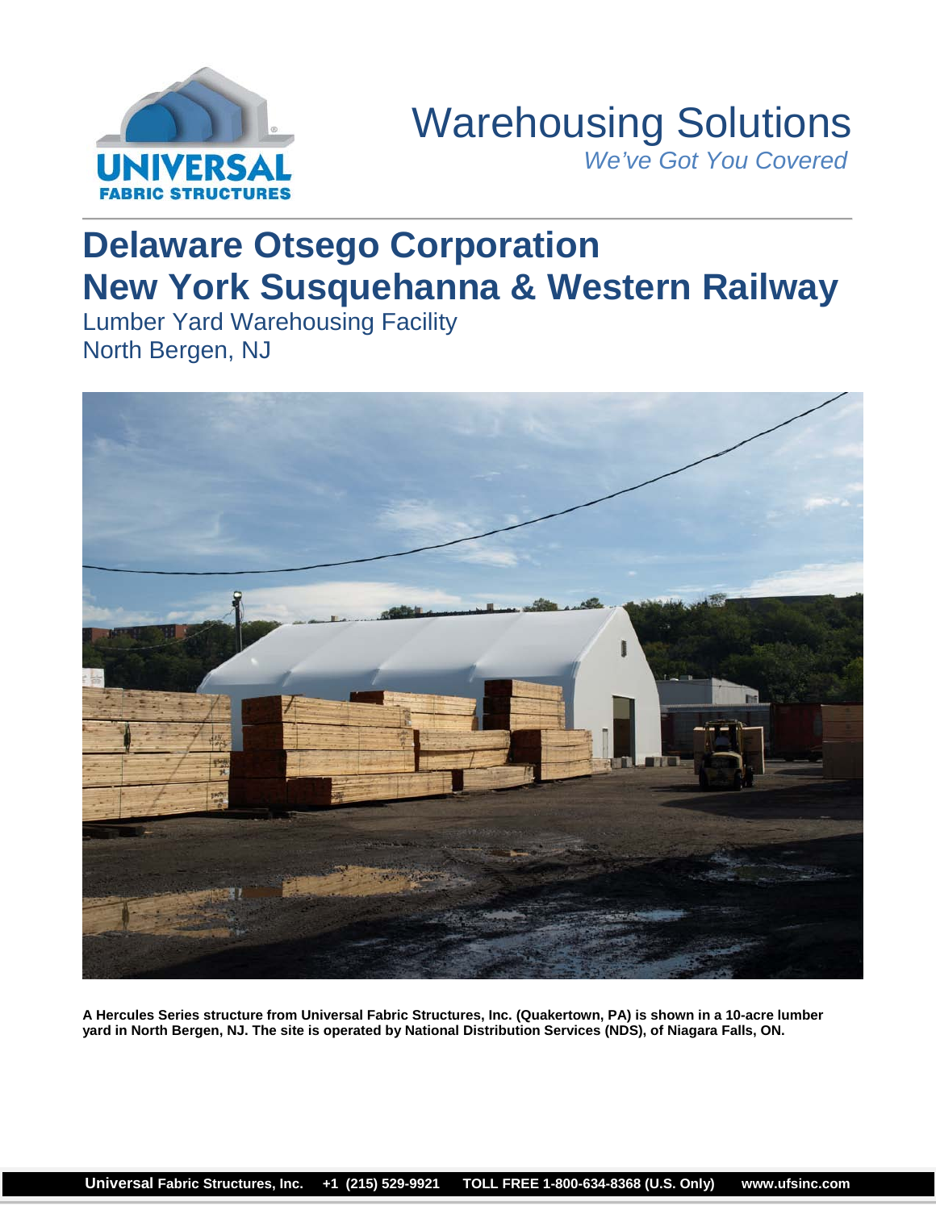Warehousing Solutions

*We've Got You Covered*

# Delaware Otsego Corporation
# New York Susquehanna & Western Railway

Lumber Yard Warehousing Facility
North Bergen, NJ

**A Hercules Series structure from Universal Fabric Structures, Inc. (Quakertown, PA) is shown in a 10-acre lumber yard in North Bergen, NJ. The site is operated by National Distribution Services (NDS), of Niagara Falls, ON.**

**Universal Fabric Structures, Inc. +1 (215) 529-9921 TOLL FREE 1-800-634-8368 (U.S. Only) www.ufsinc.com**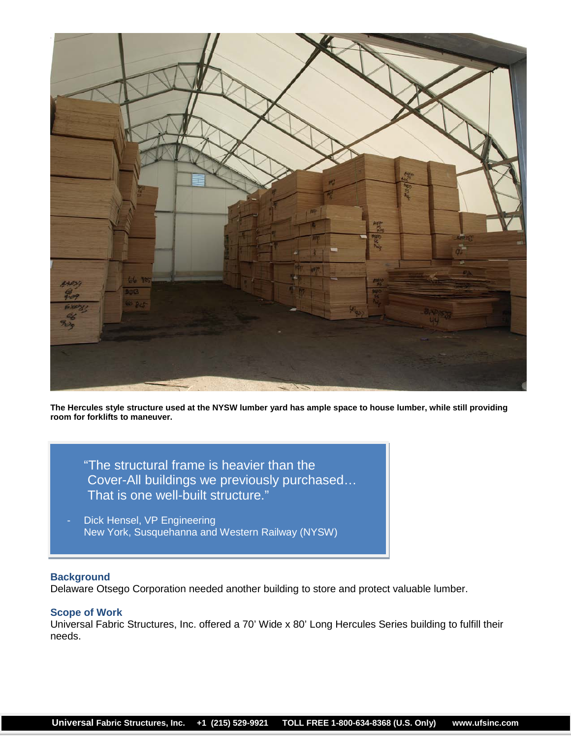**The Hercules style structure used at the NYSW lumber yard has ample space to house lumber, while still providing room for forklifts to maneuver.**

> "The structural frame is heavier than the Cover-All buildings we previously purchased… That is one well-built structure."
>
> - Dick Hensel, VP Engineering
> New York, Susquehanna and Western Railway (NYSW)

### Background

Delaware Otsego Corporation needed another building to store and protect valuable lumber.

### Scope of Work

Universal Fabric Structures, Inc. offered a 70' Wide x 80' Long Hercules Series building to fulfill their needs.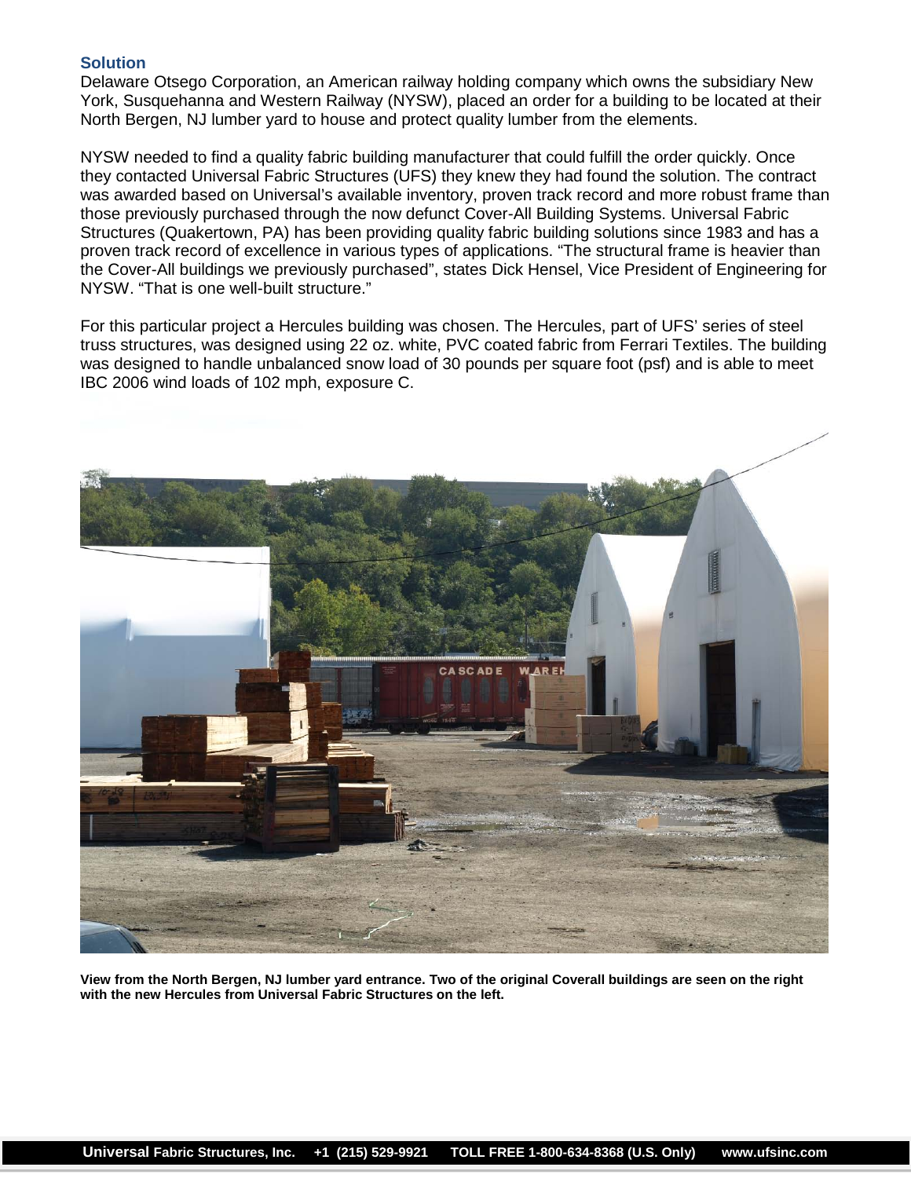## Solution

Delaware Otsego Corporation, an American railway holding company which owns the subsidiary New York, Susquehanna and Western Railway (NYSW), placed an order for a building to be located at their North Bergen, NJ lumber yard to house and protect quality lumber from the elements.

NYSW needed to find a quality fabric building manufacturer that could fulfill the order quickly. Once they contacted Universal Fabric Structures (UFS) they knew they had found the solution. The contract was awarded based on Universal's available inventory, proven track record and more robust frame than those previously purchased through the now defunct Cover-All Building Systems. Universal Fabric Structures (Quakertown, PA) has been providing quality fabric building solutions since 1983 and has a proven track record of excellence in various types of applications. "The structural frame is heavier than the Cover-All buildings we previously purchased", states Dick Hensel, Vice President of Engineering for NYSW. "That is one well-built structure."

For this particular project a Hercules building was chosen. The Hercules, part of UFS' series of steel truss structures, was designed using 22 oz. white, PVC coated fabric from Ferrari Textiles. The building was designed to handle unbalanced snow load of 30 pounds per square foot (psf) and is able to meet IBC 2006 wind loads of 102 mph, exposure C.

**View from the North Bergen, NJ lumber yard entrance. Two of the original Coverall buildings are seen on the right with the new Hercules from Universal Fabric Structures on the left.**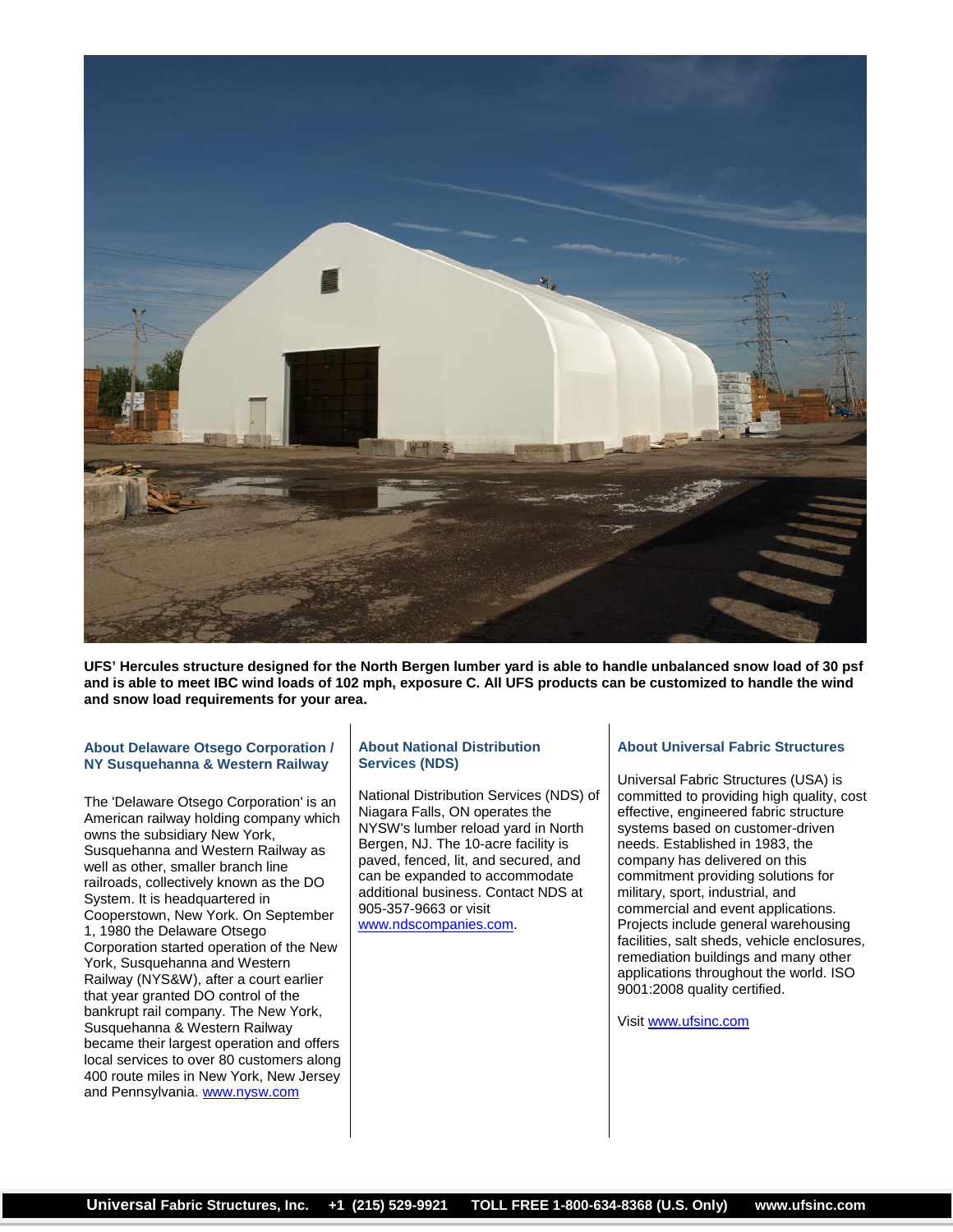**UFS' Hercules structure designed for the North Bergen lumber yard is able to handle unbalanced snow load of 30 psf and is able to meet IBC wind loads of 102 mph, exposure C. All UFS products can be customized to handle the wind and snow load requirements for your area.**

### About Delaware Otsego Corporation / NY Susquehanna & Western Railway

The 'Delaware Otsego Corporation' is an American railway holding company which owns the subsidiary New York, Susquehanna and Western Railway as well as other, smaller branch line railroads, collectively known as the DO System. It is headquartered in Cooperstown, New York. On September 1, 1980 the Delaware Otsego Corporation started operation of the New York, Susquehanna and Western Railway (NYS&W), after a court earlier that year granted DO control of the bankrupt rail company. The New York, Susquehanna & Western Railway became their largest operation and offers local services to over 80 customers along 400 route miles in New York, New Jersey and Pennsylvania. [www.nysw.com](http://www.nysw.com)

### About National Distribution Services (NDS)

National Distribution Services (NDS) of Niagara Falls, ON operates the NYSW's lumber reload yard in North Bergen, NJ. The 10-acre facility is paved, fenced, lit, and secured, and can be expanded to accommodate additional business. Contact NDS at 905-357-9663 or visit [www.ndscompanies.com](http://www.ndscompanies.com).

### About Universal Fabric Structures

Universal Fabric Structures (USA) is committed to providing high quality, cost effective, engineered fabric structure systems based on customer-driven needs. Established in 1983, the company has delivered on this commitment providing solutions for military, sport, industrial, and commercial and event applications. Projects include general warehousing facilities, salt sheds, vehicle enclosures, remediation buildings and many other applications throughout the world. ISO 9001:2008 quality certified.

Visit [www.ufsinc.com](http://www.ufsinc.com)